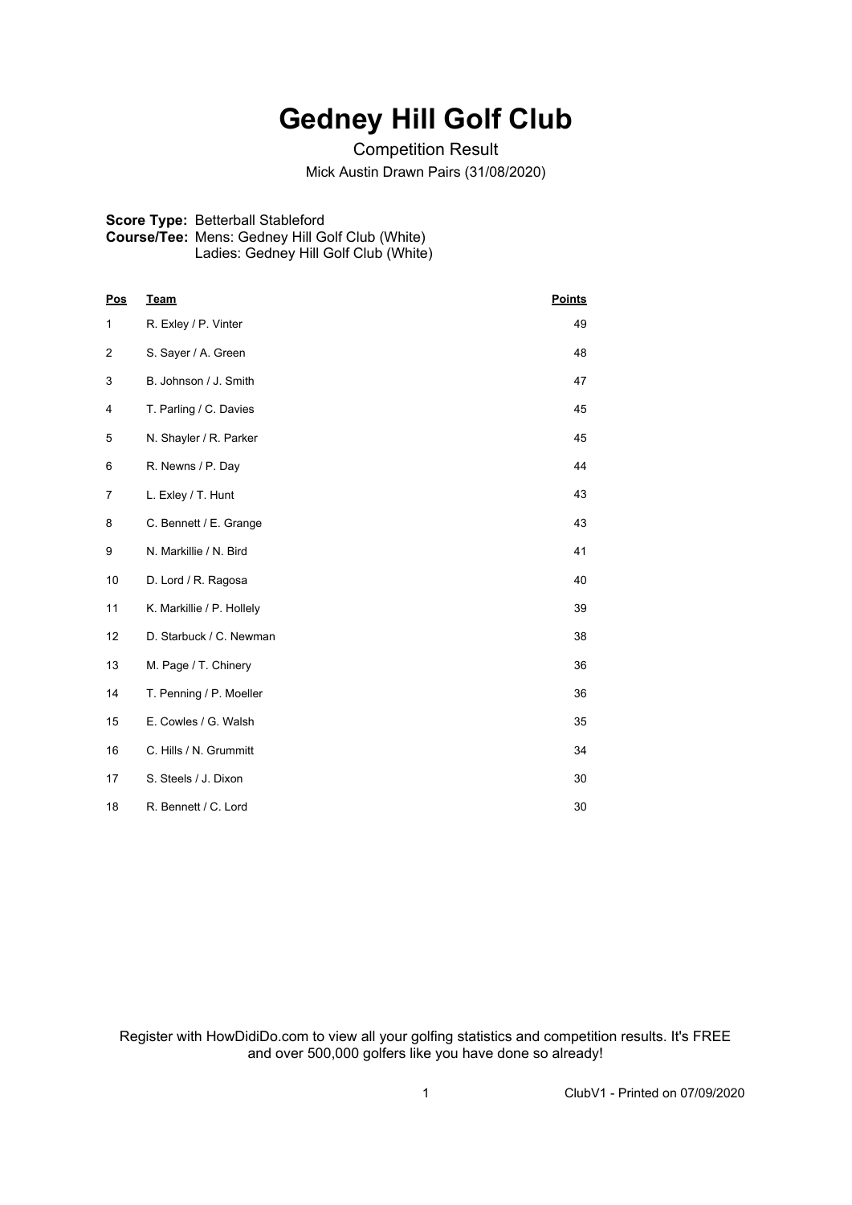# Gedney Hill Golf Club

Competition Result

Mick Austin Drawn Pairs (31/08/2020)

**Score Type:** Betterball Stableford
**Course/Tee:** Mens: Gedney Hill Golf Club (White)
Ladies: Gedney Hill Golf Club (White)

| Pos | Team | Points |
|---|---|---|
| 1 | R. Exley / P. Vinter | 49 |
| 2 | S. Sayer / A. Green | 48 |
| 3 | B. Johnson / J. Smith | 47 |
| 4 | T. Parling / C. Davies | 45 |
| 5 | N. Shayler / R. Parker | 45 |
| 6 | R. Newns / P. Day | 44 |
| 7 | L. Exley / T. Hunt | 43 |
| 8 | C. Bennett / E. Grange | 43 |
| 9 | N. Markillie / N. Bird | 41 |
| 10 | D. Lord / R. Ragosa | 40 |
| 11 | K. Markillie / P. Hollely | 39 |
| 12 | D. Starbuck / C. Newman | 38 |
| 13 | M. Page / T. Chinery | 36 |
| 14 | T. Penning / P. Moeller | 36 |
| 15 | E. Cowles / G. Walsh | 35 |
| 16 | C. Hills / N. Grummitt | 34 |
| 17 | S. Steels / J. Dixon | 30 |
| 18 | R. Bennett / C. Lord | 30 |

Register with HowDidiDo.com to view all your golfing statistics and competition results. It's FREE and over 500,000 golfers like you have done so already!

ClubV1 - Printed on 07/09/2020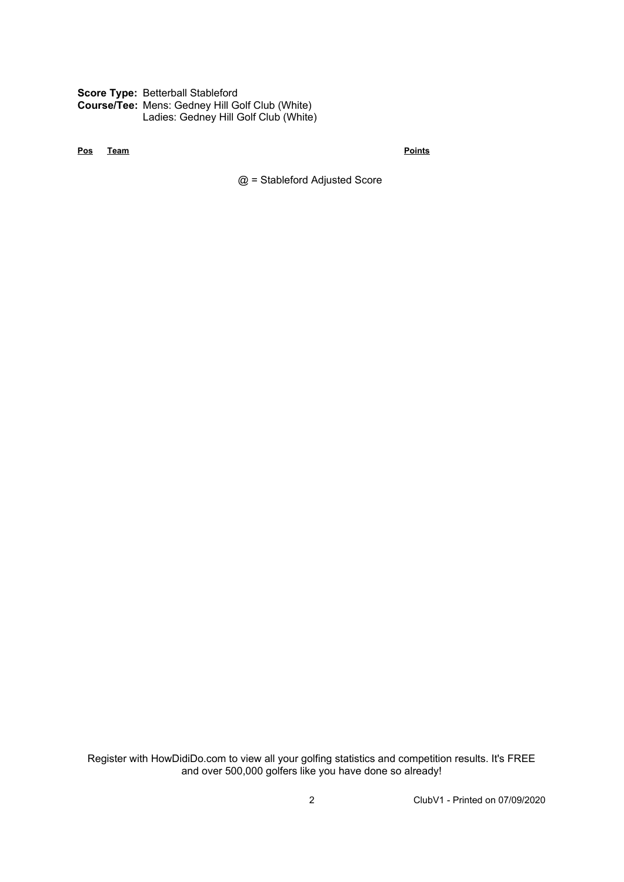**Score Type:** Betterball Stableford
**Course/Tee:** Mens: Gedney Hill Golf Club (White)
Ladies: Gedney Hill Golf Club (White)

| Pos | Team | Points |
| --- | --- | --- |

@ = Stableford Adjusted Score

Register with HowDidiDo.com to view all your golfing statistics and competition results. It's FREE and over 500,000 golfers like you have done so already!

ClubV1 - Printed on 07/09/2020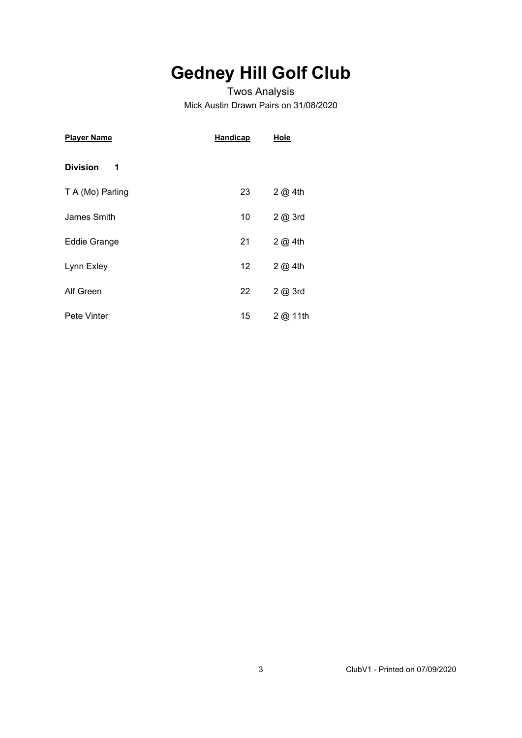# Gedney Hill Golf Club

Twos Analysis

Mick Austin Drawn Pairs on 31/08/2020

| Player Name | Handicap | Hole |
| --- | --- | --- |
| **Division 1** | | |
| T A (Mo) Parling | 23 | 2 @ 4th |
| James Smith | 10 | 2 @ 3rd |
| Eddie Grange | 21 | 2 @ 4th |
| Lynn Exley | 12 | 2 @ 4th |
| Alf Green | 22 | 2 @ 3rd |
| Pete Vinter | 15 | 2 @ 11th |

ClubV1 - Printed on 07/09/2020